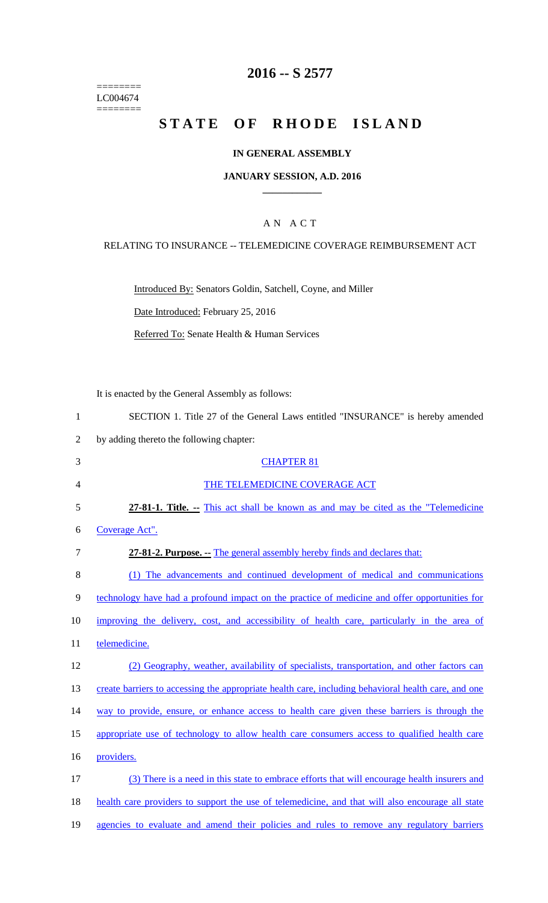========
LC004674
========

# 2016 -- S 2577

# STATE OF RHODE ISLAND

## IN GENERAL ASSEMBLY

### JANUARY SESSION, A.D. 2016

AN ACT

RELATING TO INSURANCE -- TELEMEDICINE COVERAGE REIMBURSEMENT ACT

Introduced By: Senators Goldin, Satchell, Coyne, and Miller

Date Introduced: February 25, 2016

Referred To: Senate Health & Human Services

It is enacted by the General Assembly as follows:

1 SECTION 1. Title 27 of the General Laws entitled "INSURANCE" is hereby amended
2 by adding thereto the following chapter:

3 CHAPTER 81

4 THE TELEMEDICINE COVERAGE ACT

5 **27-81-1. Title. --** This act shall be known as and may be cited as the "Telemedicine
6 Coverage Act".

7 **27-81-2. Purpose. --** The general assembly hereby finds and declares that:

8 (1) The advancements and continued development of medical and communications
9 technology have had a profound impact on the practice of medicine and offer opportunities for
10 improving the delivery, cost, and accessibility of health care, particularly in the area of
11 telemedicine.

12 (2) Geography, weather, availability of specialists, transportation, and other factors can
13 create barriers to accessing the appropriate health care, including behavioral health care, and one
14 way to provide, ensure, or enhance access to health care given these barriers is through the
15 appropriate use of technology to allow health care consumers access to qualified health care
16 providers.

17 (3) There is a need in this state to embrace efforts that will encourage health insurers and
18 health care providers to support the use of telemedicine, and that will also encourage all state
19 agencies to evaluate and amend their policies and rules to remove any regulatory barriers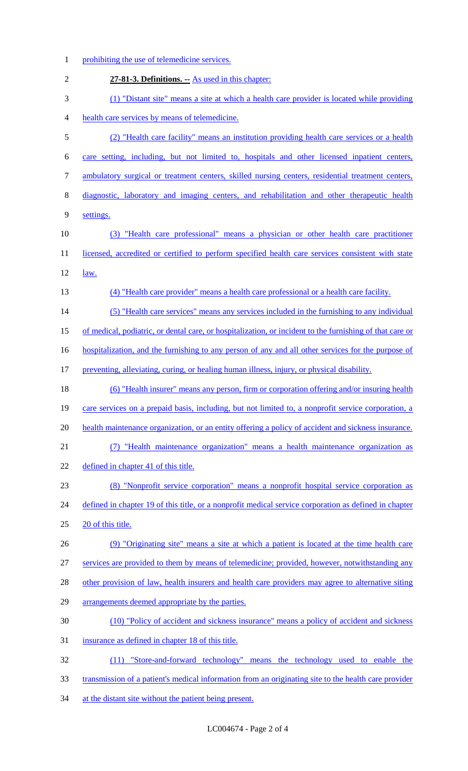prohibiting the use of telemedicine services.

**27-81-3. Definitions. --** As used in this chapter:

(1) "Distant site" means a site at which a health care provider is located while providing health care services by means of telemedicine.

(2) "Health care facility" means an institution providing health care services or a health care setting, including, but not limited to, hospitals and other licensed inpatient centers, ambulatory surgical or treatment centers, skilled nursing centers, residential treatment centers, diagnostic, laboratory and imaging centers, and rehabilitation and other therapeutic health settings.

(3) "Health care professional" means a physician or other health care practitioner licensed, accredited or certified to perform specified health care services consistent with state law.

(4) "Health care provider" means a health care professional or a health care facility.

(5) "Health care services" means any services included in the furnishing to any individual of medical, podiatric, or dental care, or hospitalization, or incident to the furnishing of that care or hospitalization, and the furnishing to any person of any and all other services for the purpose of preventing, alleviating, curing, or healing human illness, injury, or physical disability.

(6) "Health insurer" means any person, firm or corporation offering and/or insuring health care services on a prepaid basis, including, but not limited to, a nonprofit service corporation, a health maintenance organization, or an entity offering a policy of accident and sickness insurance.

(7) "Health maintenance organization" means a health maintenance organization as defined in chapter 41 of this title.

(8) "Nonprofit service corporation" means a nonprofit hospital service corporation as defined in chapter 19 of this title, or a nonprofit medical service corporation as defined in chapter 20 of this title.

(9) "Originating site" means a site at which a patient is located at the time health care services are provided to them by means of telemedicine; provided, however, notwithstanding any other provision of law, health insurers and health care providers may agree to alternative siting arrangements deemed appropriate by the parties.

(10) "Policy of accident and sickness insurance" means a policy of accident and sickness insurance as defined in chapter 18 of this title.

(11) "Store-and-forward technology" means the technology used to enable the transmission of a patient's medical information from an originating site to the health care provider at the distant site without the patient being present.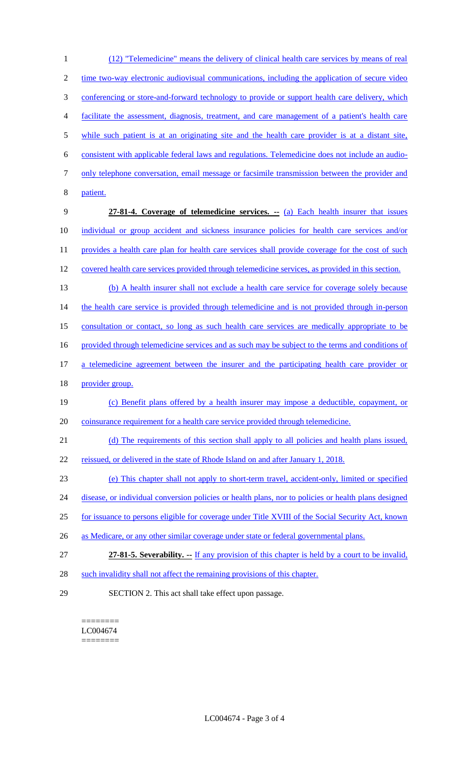(12) "Telemedicine" means the delivery of clinical health care services by means of real time two-way electronic audiovisual communications, including the application of secure video conferencing or store-and-forward technology to provide or support health care delivery, which facilitate the assessment, diagnosis, treatment, and care management of a patient's health care while such patient is at an originating site and the health care provider is at a distant site, consistent with applicable federal laws and regulations. Telemedicine does not include an audio-only telephone conversation, email message or facsimile transmission between the provider and patient.

**27-81-4. Coverage of telemedicine services. --** (a) Each health insurer that issues individual or group accident and sickness insurance policies for health care services and/or provides a health care plan for health care services shall provide coverage for the cost of such covered health care services provided through telemedicine services, as provided in this section.

(b) A health insurer shall not exclude a health care service for coverage solely because the health care service is provided through telemedicine and is not provided through in-person consultation or contact, so long as such health care services are medically appropriate to be provided through telemedicine services and as such may be subject to the terms and conditions of a telemedicine agreement between the insurer and the participating health care provider or provider group.

(c) Benefit plans offered by a health insurer may impose a deductible, copayment, or coinsurance requirement for a health care service provided through telemedicine.

(d) The requirements of this section shall apply to all policies and health plans issued, reissued, or delivered in the state of Rhode Island on and after January 1, 2018.

(e) This chapter shall not apply to short-term travel, accident-only, limited or specified disease, or individual conversion policies or health plans, nor to policies or health plans designed for issuance to persons eligible for coverage under Title XVIII of the Social Security Act, known as Medicare, or any other similar coverage under state or federal governmental plans.

**27-81-5. Severability. --** If any provision of this chapter is held by a court to be invalid, such invalidity shall not affect the remaining provisions of this chapter.

SECTION 2. This act shall take effect upon passage.

========
LC004674
========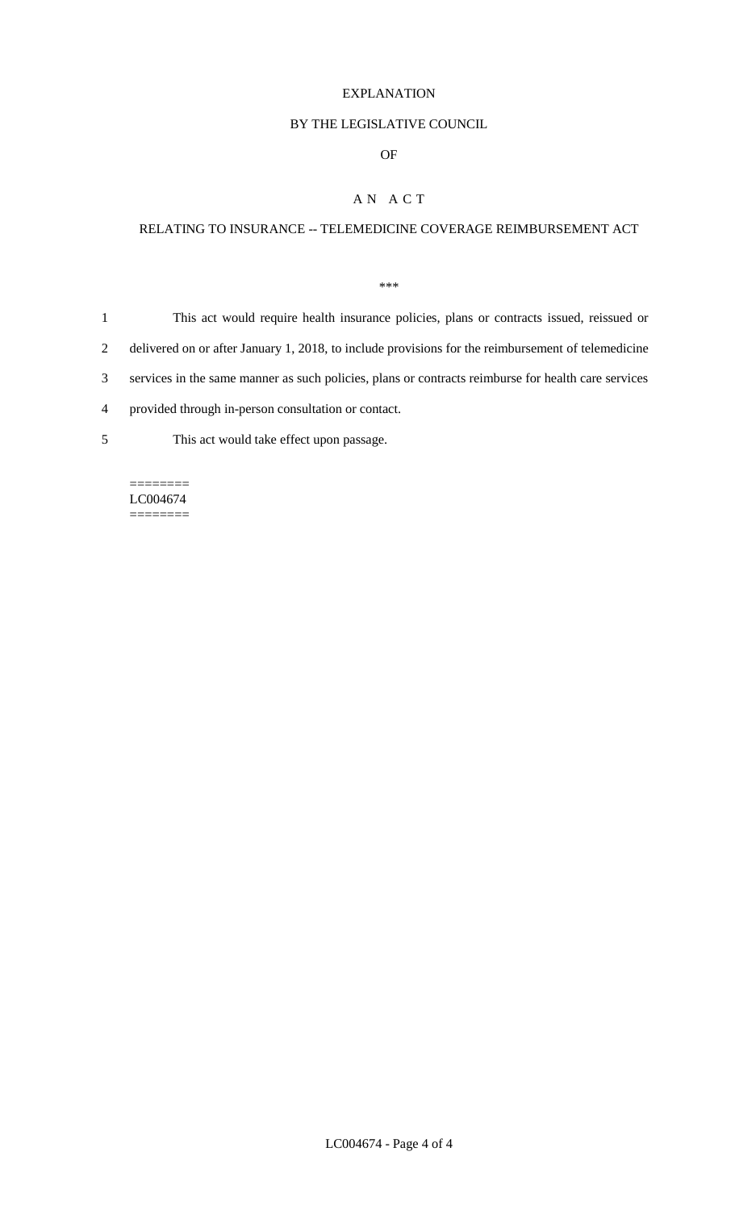EXPLANATION

BY THE LEGISLATIVE COUNCIL

OF

A N A C T

RELATING TO INSURANCE -- TELEMEDICINE COVERAGE REIMBURSEMENT ACT

\*\*\*

This act would require health insurance policies, plans or contracts issued, reissued or delivered on or after January 1, 2018, to include provisions for the reimbursement of telemedicine services in the same manner as such policies, plans or contracts reimburse for health care services provided through in-person consultation or contact.

This act would take effect upon passage.

========
LC004674
========